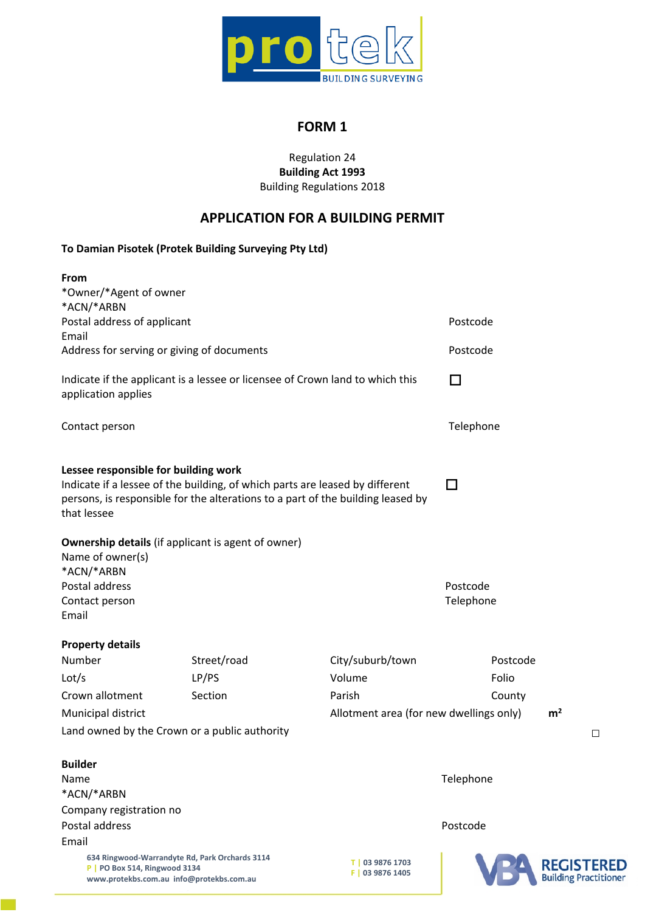# FORM 1

Regulation 24
**Building Act 1993**
Building Regulations 2018

## APPLICATION FOR A BUILDING PERMIT

**To Damian Pisotek (Protek Building Surveying Pty Ltd)**

**From**
*Owner/*Agent of owner
*ACN/*ARBN
Postal address of applicant — Postcode
Email
Address for serving or giving of documents — Postcode

Indicate if the applicant is a lessee or licensee of Crown land to which this application applies ☐

Contact person — Telephone

**Lessee responsible for building work**
Indicate if a lessee of the building, of which parts are leased by different persons, is responsible for the alterations to a part of the building leased by that lessee ☐

**Ownership details** (if applicant is agent of owner)
Name of owner(s)
*ACN/*ARBN
Postal address — Postcode
Contact person — Telephone
Email

**Property details**

| | | | |
|---|---|---|---|
| Number | Street/road | City/suburb/town | Postcode |
| Lot/s | LP/PS | Volume | Folio |
| Crown allotment | Section | Parish | County |
| Municipal district | | Allotment area (for new dwellings only) | m² |

Land owned by the Crown or a public authority ☐

**Builder**
Name — Telephone
*ACN/*ARBN
Company registration no
Postal address — Postcode
Email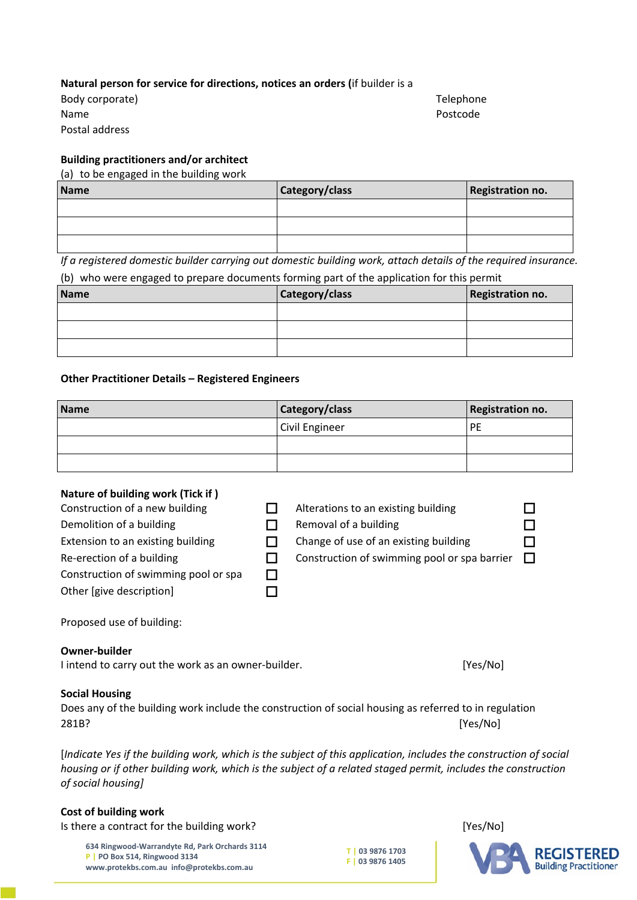**Natural person for service for directions, notices an orders (**if builder is a Body corporate)

Name

Postal address

Telephone

Postcode

**Building practitioners and/or architect**

(a) to be engaged in the building work

| Name | Category/class | Registration no. |
|---|---|---|
| | | |
| | | |
| | | |

*If a registered domestic builder carrying out domestic building work, attach details of the required insurance.*

(b) who were engaged to prepare documents forming part of the application for this permit

| Name | Category/class | Registration no. |
|---|---|---|
| | | |
| | | |
| | | |

**Other Practitioner Details – Registered Engineers**

| Name | Category/class | Registration no. |
|---|---|---|
| | Civil Engineer | PE |
| | | |
| | | |

**Nature of building work (Tick if )**

- Construction of a new building ☐
- Demolition of a building ☐
- Extension to an existing building ☐
- Re-erection of a building ☐
- Construction of swimming pool or spa ☐
- Other [give description] ☐
- Alterations to an existing building ☐
- Removal of a building ☐
- Change of use of an existing building ☐
- Construction of swimming pool or spa barrier ☐

Proposed use of building:

**Owner-builder**

I intend to carry out the work as an owner-builder. [Yes/No]

**Social Housing**

Does any of the building work include the construction of social housing as referred to in regulation 281B? [Yes/No]

[*Indicate Yes if the building work, which is the subject of this application, includes the construction of social housing or if other building work, which is the subject of a related staged permit, includes the construction of social housing*]

**Cost of building work**

Is there a contract for the building work? [Yes/No]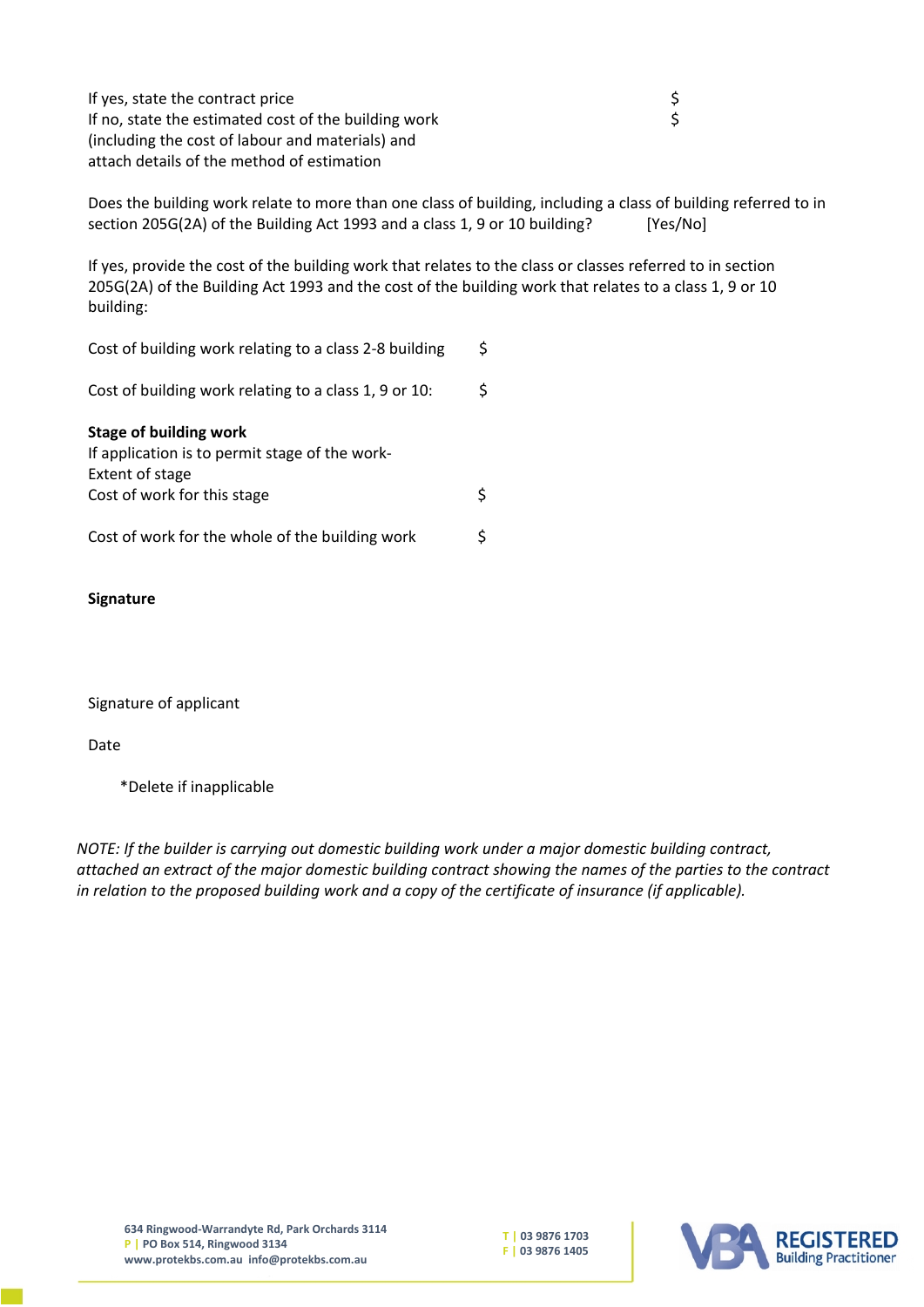If yes, state the contract price $

If no, state the estimated cost of the building work (including the cost of labour and materials) and attach details of the method of estimation $

Does the building work relate to more than one class of building, including a class of building referred to in section 205G(2A) of the Building Act 1993 and a class 1, 9 or 10 building? [Yes/No]

If yes, provide the cost of the building work that relates to the class or classes referred to in section 205G(2A) of the Building Act 1993 and the cost of the building work that relates to a class 1, 9 or 10 building:

Cost of building work relating to a class 2-8 building $

Cost of building work relating to a class 1, 9 or 10: $

**Stage of building work**

If application is to permit stage of the work-

Extent of stage

Cost of work for this stage $

Cost of work for the whole of the building work $

**Signature**

Signature of applicant

Date

*Delete if inapplicable

*NOTE: If the builder is carrying out domestic building work under a major domestic building contract, attached an extract of the major domestic building contract showing the names of the parties to the contract in relation to the proposed building work and a copy of the certificate of insurance (if applicable).*